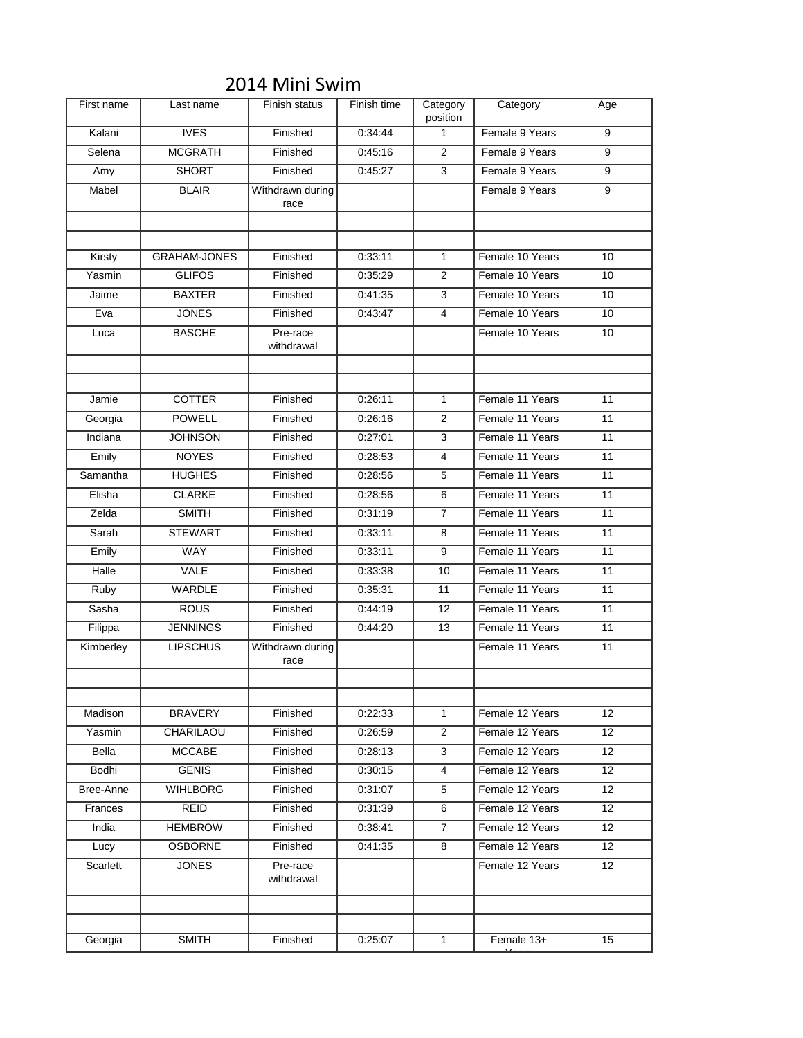# 2014 Mini Swim

| First name | Last name | Finish status | Finish time | Category position | Category | Age |
|---|---|---|---|---|---|---|
| Kalani | IVES | Finished | 0:34:44 | 1 | Female 9 Years | 9 |
| Selena | MCGRATH | Finished | 0:45:16 | 2 | Female 9 Years | 9 |
| Amy | SHORT | Finished | 0:45:27 | 3 | Female 9 Years | 9 |
| Mabel | BLAIR | Withdrawn during race | | | Female 9 Years | 9 |
| | | | | | | |
| | | | | | | |
| Kirsty | GRAHAM-JONES | Finished | 0:33:11 | 1 | Female 10 Years | 10 |
| Yasmin | GLIFOS | Finished | 0:35:29 | 2 | Female 10 Years | 10 |
| Jaime | BAXTER | Finished | 0:41:35 | 3 | Female 10 Years | 10 |
| Eva | JONES | Finished | 0:43:47 | 4 | Female 10 Years | 10 |
| Luca | BASCHE | Pre-race withdrawal | | | Female 10 Years | 10 |
| | | | | | | |
| | | | | | | |
| Jamie | COTTER | Finished | 0:26:11 | 1 | Female 11 Years | 11 |
| Georgia | POWELL | Finished | 0:26:16 | 2 | Female 11 Years | 11 |
| Indiana | JOHNSON | Finished | 0:27:01 | 3 | Female 11 Years | 11 |
| Emily | NOYES | Finished | 0:28:53 | 4 | Female 11 Years | 11 |
| Samantha | HUGHES | Finished | 0:28:56 | 5 | Female 11 Years | 11 |
| Elisha | CLARKE | Finished | 0:28:56 | 6 | Female 11 Years | 11 |
| Zelda | SMITH | Finished | 0:31:19 | 7 | Female 11 Years | 11 |
| Sarah | STEWART | Finished | 0:33:11 | 8 | Female 11 Years | 11 |
| Emily | WAY | Finished | 0:33:11 | 9 | Female 11 Years | 11 |
| Halle | VALE | Finished | 0:33:38 | 10 | Female 11 Years | 11 |
| Ruby | WARDLE | Finished | 0:35:31 | 11 | Female 11 Years | 11 |
| Sasha | ROUS | Finished | 0:44:19 | 12 | Female 11 Years | 11 |
| Filippa | JENNINGS | Finished | 0:44:20 | 13 | Female 11 Years | 11 |
| Kimberley | LIPSCHUS | Withdrawn during race | | | Female 11 Years | 11 |
| | | | | | | |
| | | | | | | |
| Madison | BRAVERY | Finished | 0:22:33 | 1 | Female 12 Years | 12 |
| Yasmin | CHARILAOU | Finished | 0:26:59 | 2 | Female 12 Years | 12 |
| Bella | MCCABE | Finished | 0:28:13 | 3 | Female 12 Years | 12 |
| Bodhi | GENIS | Finished | 0:30:15 | 4 | Female 12 Years | 12 |
| Bree-Anne | WIHLBORG | Finished | 0:31:07 | 5 | Female 12 Years | 12 |
| Frances | REID | Finished | 0:31:39 | 6 | Female 12 Years | 12 |
| India | HEMBROW | Finished | 0:38:41 | 7 | Female 12 Years | 12 |
| Lucy | OSBORNE | Finished | 0:41:35 | 8 | Female 12 Years | 12 |
| Scarlett | JONES | Pre-race withdrawal | | | Female 12 Years | 12 |
| | | | | | | |
| | | | | | | |
| Georgia | SMITH | Finished | 0:25:07 | 1 | Female 13+ Years | 15 |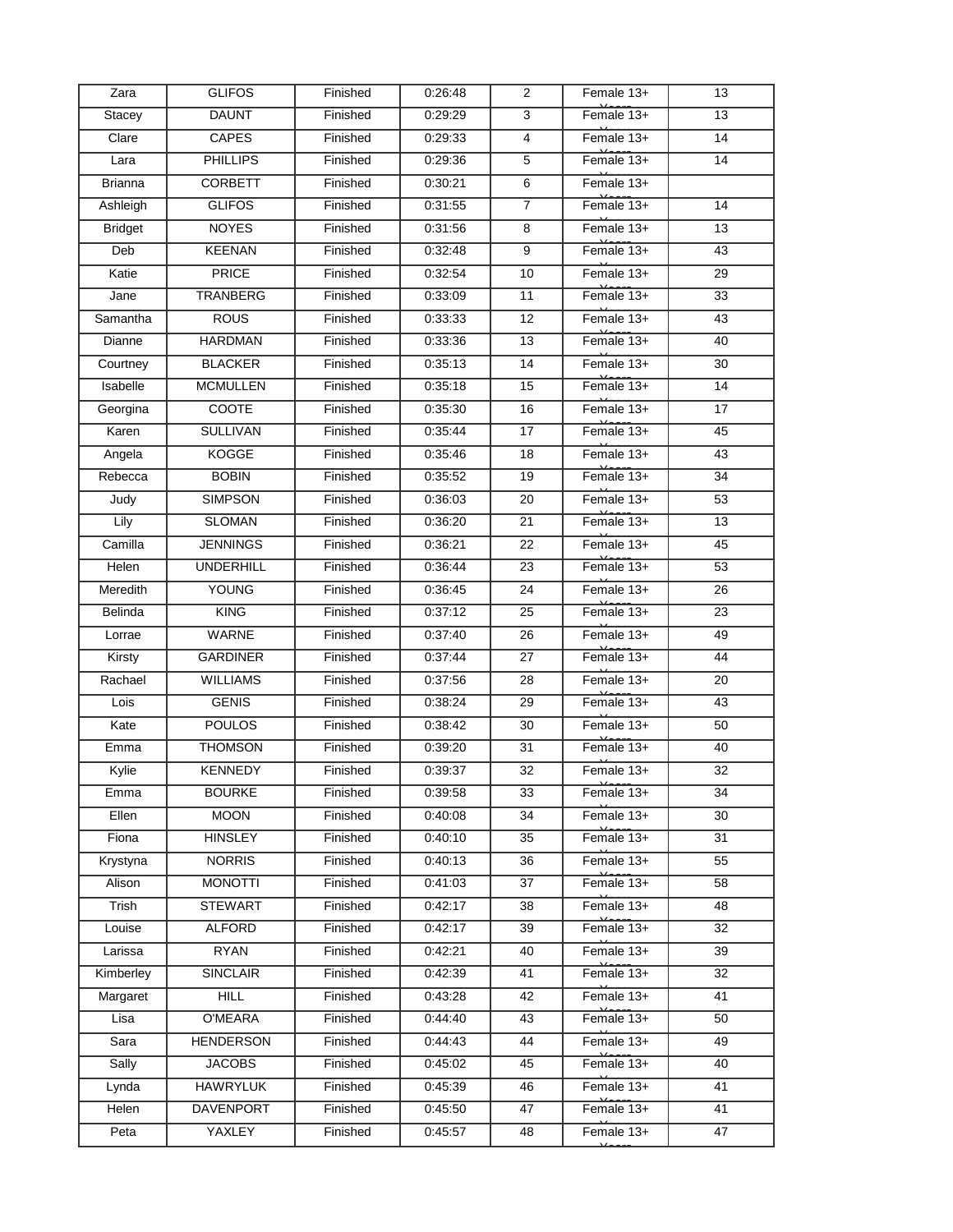| Zara | GLIFOS | Finished | 0:26:48 | 2 | Female 13+ Years | 13 |
|---|---|---|---|---|---|---|
| Stacey | DAUNT | Finished | 0:29:29 | 3 | Female 13+ Years | 13 |
| Clare | CAPES | Finished | 0:29:33 | 4 | Female 13+ Years | 14 |
| Lara | PHILLIPS | Finished | 0:29:36 | 5 | Female 13+ Years | 14 |
| Brianna | CORBETT | Finished | 0:30:21 | 6 | Female 13+ Years | |
| Ashleigh | GLIFOS | Finished | 0:31:55 | 7 | Female 13+ Years | 14 |
| Bridget | NOYES | Finished | 0:31:56 | 8 | Female 13+ Years | 13 |
| Deb | KEENAN | Finished | 0:32:48 | 9 | Female 13+ Years | 43 |
| Katie | PRICE | Finished | 0:32:54 | 10 | Female 13+ Years | 29 |
| Jane | TRANBERG | Finished | 0:33:09 | 11 | Female 13+ Years | 33 |
| Samantha | ROUS | Finished | 0:33:33 | 12 | Female 13+ Years | 43 |
| Dianne | HARDMAN | Finished | 0:33:36 | 13 | Female 13+ Years | 40 |
| Courtney | BLACKER | Finished | 0:35:13 | 14 | Female 13+ Years | 30 |
| Isabelle | MCMULLEN | Finished | 0:35:18 | 15 | Female 13+ Years | 14 |
| Georgina | COOTE | Finished | 0:35:30 | 16 | Female 13+ Years | 17 |
| Karen | SULLIVAN | Finished | 0:35:44 | 17 | Female 13+ Years | 45 |
| Angela | KOGGE | Finished | 0:35:46 | 18 | Female 13+ Years | 43 |
| Rebecca | BOBIN | Finished | 0:35:52 | 19 | Female 13+ Years | 34 |
| Judy | SIMPSON | Finished | 0:36:03 | 20 | Female 13+ Years | 53 |
| Lily | SLOMAN | Finished | 0:36:20 | 21 | Female 13+ Years | 13 |
| Camilla | JENNINGS | Finished | 0:36:21 | 22 | Female 13+ Years | 45 |
| Helen | UNDERHILL | Finished | 0:36:44 | 23 | Female 13+ Years | 53 |
| Meredith | YOUNG | Finished | 0:36:45 | 24 | Female 13+ Years | 26 |
| Belinda | KING | Finished | 0:37:12 | 25 | Female 13+ Years | 23 |
| Lorrae | WARNE | Finished | 0:37:40 | 26 | Female 13+ Years | 49 |
| Kirsty | GARDINER | Finished | 0:37:44 | 27 | Female 13+ Years | 44 |
| Rachael | WILLIAMS | Finished | 0:37:56 | 28 | Female 13+ Years | 20 |
| Lois | GENIS | Finished | 0:38:24 | 29 | Female 13+ Years | 43 |
| Kate | POULOS | Finished | 0:38:42 | 30 | Female 13+ Years | 50 |
| Emma | THOMSON | Finished | 0:39:20 | 31 | Female 13+ Years | 40 |
| Kylie | KENNEDY | Finished | 0:39:37 | 32 | Female 13+ Years | 32 |
| Emma | BOURKE | Finished | 0:39:58 | 33 | Female 13+ Years | 34 |
| Ellen | MOON | Finished | 0:40:08 | 34 | Female 13+ Years | 30 |
| Fiona | HINSLEY | Finished | 0:40:10 | 35 | Female 13+ Years | 31 |
| Krystyna | NORRIS | Finished | 0:40:13 | 36 | Female 13+ Years | 55 |
| Alison | MONOTTI | Finished | 0:41:03 | 37 | Female 13+ Years | 58 |
| Trish | STEWART | Finished | 0:42:17 | 38 | Female 13+ Years | 48 |
| Louise | ALFORD | Finished | 0:42:17 | 39 | Female 13+ Years | 32 |
| Larissa | RYAN | Finished | 0:42:21 | 40 | Female 13+ Years | 39 |
| Kimberley | SINCLAIR | Finished | 0:42:39 | 41 | Female 13+ Years | 32 |
| Margaret | HILL | Finished | 0:43:28 | 42 | Female 13+ Years | 41 |
| Lisa | O'MEARA | Finished | 0:44:40 | 43 | Female 13+ Years | 50 |
| Sara | HENDERSON | Finished | 0:44:43 | 44 | Female 13+ Years | 49 |
| Sally | JACOBS | Finished | 0:45:02 | 45 | Female 13+ Years | 40 |
| Lynda | HAWRYLUK | Finished | 0:45:39 | 46 | Female 13+ Years | 41 |
| Helen | DAVENPORT | Finished | 0:45:50 | 47 | Female 13+ Years | 41 |
| Peta | YAXLEY | Finished | 0:45:57 | 48 | Female 13+ Years | 47 |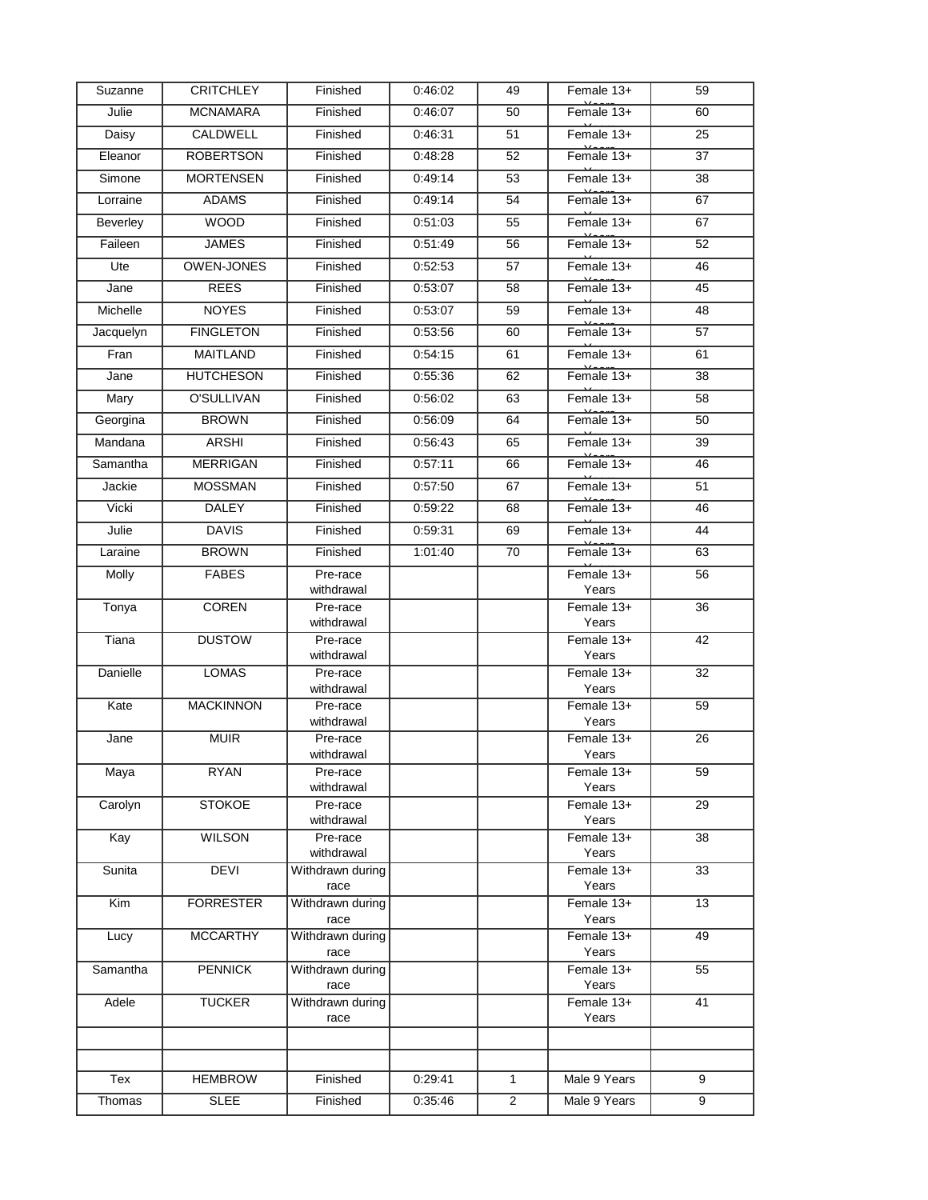| | | | | | | |
|---|---|---|---|---|---|---|
| Suzanne | CRITCHLEY | Finished | 0:46:02 | 49 | Female 13+ Years | 59 |
| Julie | MCNAMARA | Finished | 0:46:07 | 50 | Female 13+ Years | 60 |
| Daisy | CALDWELL | Finished | 0:46:31 | 51 | Female 13+ Years | 25 |
| Eleanor | ROBERTSON | Finished | 0:48:28 | 52 | Female 13+ Years | 37 |
| Simone | MORTENSEN | Finished | 0:49:14 | 53 | Female 13+ Years | 38 |
| Lorraine | ADAMS | Finished | 0:49:14 | 54 | Female 13+ Years | 67 |
| Beverley | WOOD | Finished | 0:51:03 | 55 | Female 13+ Years | 67 |
| Faileen | JAMES | Finished | 0:51:49 | 56 | Female 13+ Years | 52 |
| Ute | OWEN-JONES | Finished | 0:52:53 | 57 | Female 13+ Years | 46 |
| Jane | REES | Finished | 0:53:07 | 58 | Female 13+ Years | 45 |
| Michelle | NOYES | Finished | 0:53:07 | 59 | Female 13+ Years | 48 |
| Jacquelyn | FINGLETON | Finished | 0:53:56 | 60 | Female 13+ Years | 57 |
| Fran | MAITLAND | Finished | 0:54:15 | 61 | Female 13+ Years | 61 |
| Jane | HUTCHESON | Finished | 0:55:36 | 62 | Female 13+ Years | 38 |
| Mary | O'SULLIVAN | Finished | 0:56:02 | 63 | Female 13+ Years | 58 |
| Georgina | BROWN | Finished | 0:56:09 | 64 | Female 13+ Years | 50 |
| Mandana | ARSHI | Finished | 0:56:43 | 65 | Female 13+ Years | 39 |
| Samantha | MERRIGAN | Finished | 0:57:11 | 66 | Female 13+ Years | 46 |
| Jackie | MOSSMAN | Finished | 0:57:50 | 67 | Female 13+ Years | 51 |
| Vicki | DALEY | Finished | 0:59:22 | 68 | Female 13+ Years | 46 |
| Julie | DAVIS | Finished | 0:59:31 | 69 | Female 13+ Years | 44 |
| Laraine | BROWN | Finished | 1:01:40 | 70 | Female 13+ Years | 63 |
| Molly | FABES | Pre-race withdrawal | | | Female 13+ Years | 56 |
| Tonya | COREN | Pre-race withdrawal | | | Female 13+ Years | 36 |
| Tiana | DUSTOW | Pre-race withdrawal | | | Female 13+ Years | 42 |
| Danielle | LOMAS | Pre-race withdrawal | | | Female 13+ Years | 32 |
| Kate | MACKINNON | Pre-race withdrawal | | | Female 13+ Years | 59 |
| Jane | MUIR | Pre-race withdrawal | | | Female 13+ Years | 26 |
| Maya | RYAN | Pre-race withdrawal | | | Female 13+ Years | 59 |
| Carolyn | STOKOE | Pre-race withdrawal | | | Female 13+ Years | 29 |
| Kay | WILSON | Pre-race withdrawal | | | Female 13+ Years | 38 |
| Sunita | DEVI | Withdrawn during race | | | Female 13+ Years | 33 |
| Kim | FORRESTER | Withdrawn during race | | | Female 13+ Years | 13 |
| Lucy | MCCARTHY | Withdrawn during race | | | Female 13+ Years | 49 |
| Samantha | PENNICK | Withdrawn during race | | | Female 13+ Years | 55 |
| Adele | TUCKER | Withdrawn during race | | | Female 13+ Years | 41 |
| | | | | | | |
| | | | | | | |
| Tex | HEMBROW | Finished | 0:29:41 | 1 | Male 9 Years | 9 |
| Thomas | SLEE | Finished | 0:35:46 | 2 | Male 9 Years | 9 |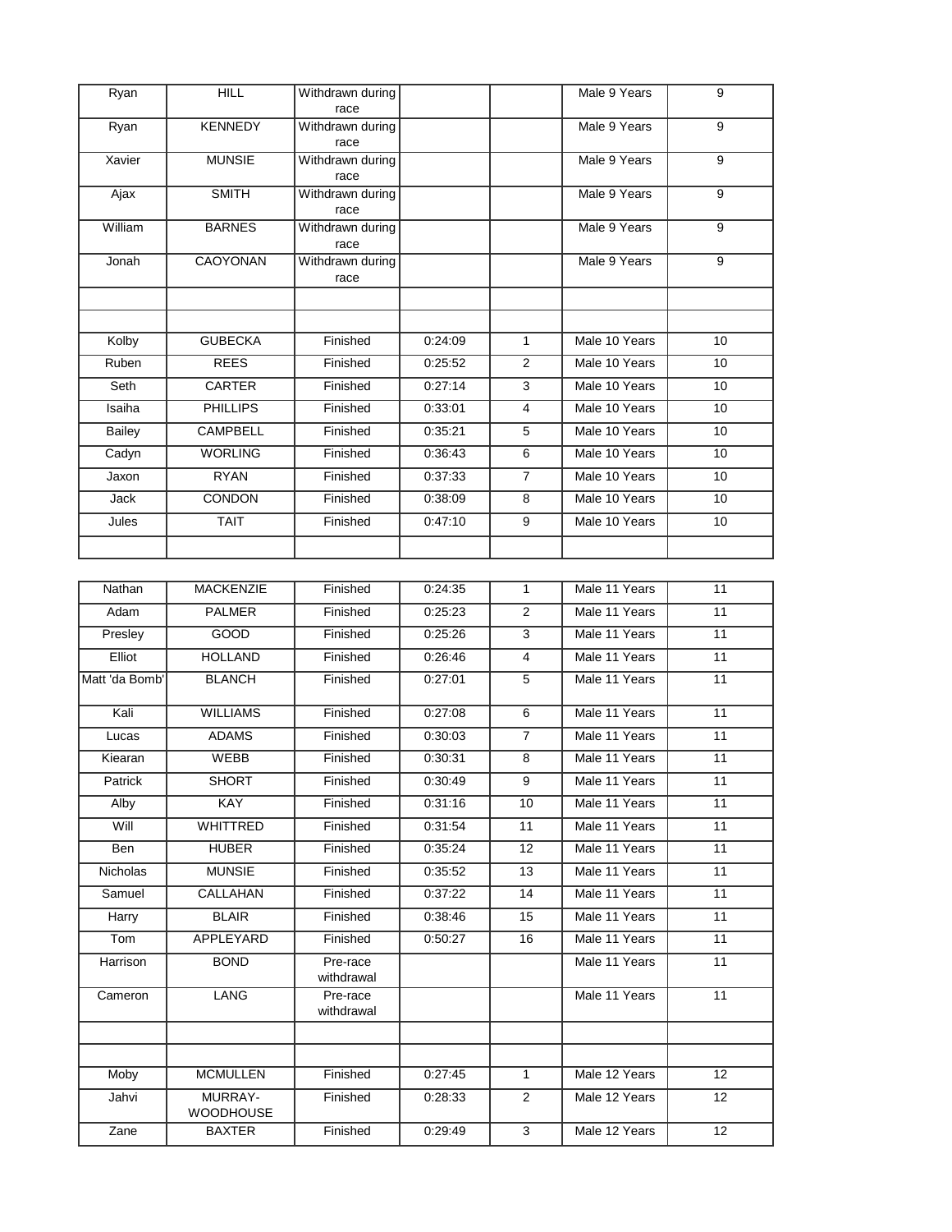| | | | | | | |
|---|---|---|---|---|---|---|
| Ryan | HILL | Withdrawn during race | | | Male 9 Years | 9 |
| Ryan | KENNEDY | Withdrawn during race | | | Male 9 Years | 9 |
| Xavier | MUNSIE | Withdrawn during race | | | Male 9 Years | 9 |
| Ajax | SMITH | Withdrawn during race | | | Male 9 Years | 9 |
| William | BARNES | Withdrawn during race | | | Male 9 Years | 9 |
| Jonah | CAOYONAN | Withdrawn during race | | | Male 9 Years | 9 |
| | | | | | | |
| | | | | | | |
| Kolby | GUBECKA | Finished | 0:24:09 | 1 | Male 10 Years | 10 |
| Ruben | REES | Finished | 0:25:52 | 2 | Male 10 Years | 10 |
| Seth | CARTER | Finished | 0:27:14 | 3 | Male 10 Years | 10 |
| Isaiha | PHILLIPS | Finished | 0:33:01 | 4 | Male 10 Years | 10 |
| Bailey | CAMPBELL | Finished | 0:35:21 | 5 | Male 10 Years | 10 |
| Cadyn | WORLING | Finished | 0:36:43 | 6 | Male 10 Years | 10 |
| Jaxon | RYAN | Finished | 0:37:33 | 7 | Male 10 Years | 10 |
| Jack | CONDON | Finished | 0:38:09 | 8 | Male 10 Years | 10 |
| Jules | TAIT | Finished | 0:47:10 | 9 | Male 10 Years | 10 |
| | | | | | | |

| | | | | | | |
|---|---|---|---|---|---|---|
| Nathan | MACKENZIE | Finished | 0:24:35 | 1 | Male 11 Years | 11 |
| Adam | PALMER | Finished | 0:25:23 | 2 | Male 11 Years | 11 |
| Presley | GOOD | Finished | 0:25:26 | 3 | Male 11 Years | 11 |
| Elliot | HOLLAND | Finished | 0:26:46 | 4 | Male 11 Years | 11 |
| Matt 'da Bomb' | BLANCH | Finished | 0:27:01 | 5 | Male 11 Years | 11 |
| Kali | WILLIAMS | Finished | 0:27:08 | 6 | Male 11 Years | 11 |
| Lucas | ADAMS | Finished | 0:30:03 | 7 | Male 11 Years | 11 |
| Kiearan | WEBB | Finished | 0:30:31 | 8 | Male 11 Years | 11 |
| Patrick | SHORT | Finished | 0:30:49 | 9 | Male 11 Years | 11 |
| Alby | KAY | Finished | 0:31:16 | 10 | Male 11 Years | 11 |
| Will | WHITTRED | Finished | 0:31:54 | 11 | Male 11 Years | 11 |
| Ben | HUBER | Finished | 0:35:24 | 12 | Male 11 Years | 11 |
| Nicholas | MUNSIE | Finished | 0:35:52 | 13 | Male 11 Years | 11 |
| Samuel | CALLAHAN | Finished | 0:37:22 | 14 | Male 11 Years | 11 |
| Harry | BLAIR | Finished | 0:38:46 | 15 | Male 11 Years | 11 |
| Tom | APPLEYARD | Finished | 0:50:27 | 16 | Male 11 Years | 11 |
| Harrison | BOND | Pre-race withdrawal | | | Male 11 Years | 11 |
| Cameron | LANG | Pre-race withdrawal | | | Male 11 Years | 11 |
| | | | | | | |
| | | | | | | |
| Moby | MCMULLEN | Finished | 0:27:45 | 1 | Male 12 Years | 12 |
| Jahvi | MURRAY-WOODHOUSE | Finished | 0:28:33 | 2 | Male 12 Years | 12 |
| Zane | BAXTER | Finished | 0:29:49 | 3 | Male 12 Years | 12 |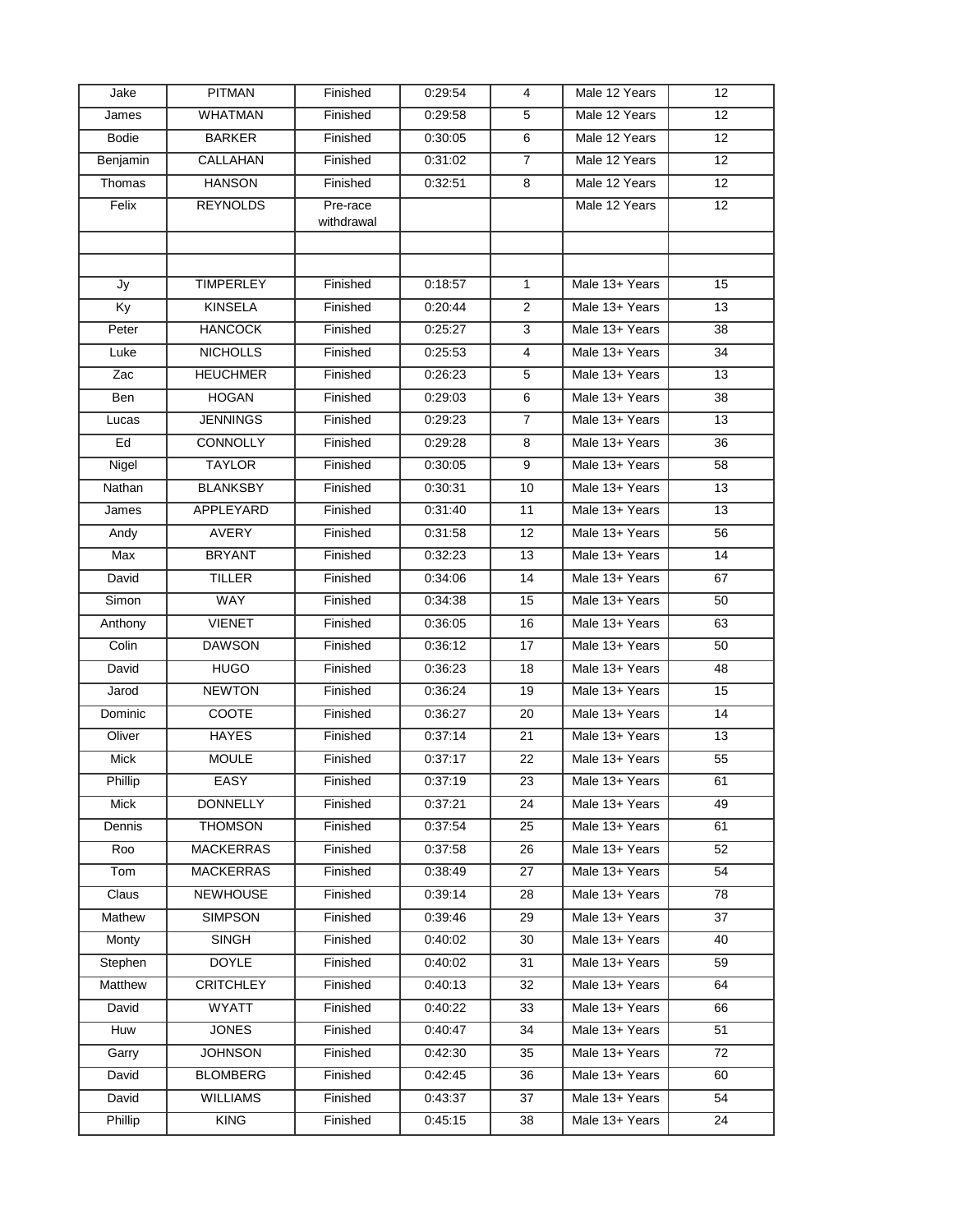| | | | | | | |
|---|---|---|---|---|---|---|
| Jake | PITMAN | Finished | 0:29:54 | 4 | Male 12 Years | 12 |
| James | WHATMAN | Finished | 0:29:58 | 5 | Male 12 Years | 12 |
| Bodie | BARKER | Finished | 0:30:05 | 6 | Male 12 Years | 12 |
| Benjamin | CALLAHAN | Finished | 0:31:02 | 7 | Male 12 Years | 12 |
| Thomas | HANSON | Finished | 0:32:51 | 8 | Male 12 Years | 12 |
| Felix | REYNOLDS | Pre-race withdrawal | | | Male 12 Years | 12 |
| | | | | | | |
| | | | | | | |
| Jy | TIMPERLEY | Finished | 0:18:57 | 1 | Male 13+ Years | 15 |
| Ky | KINSELA | Finished | 0:20:44 | 2 | Male 13+ Years | 13 |
| Peter | HANCOCK | Finished | 0:25:27 | 3 | Male 13+ Years | 38 |
| Luke | NICHOLLS | Finished | 0:25:53 | 4 | Male 13+ Years | 34 |
| Zac | HEUCHMER | Finished | 0:26:23 | 5 | Male 13+ Years | 13 |
| Ben | HOGAN | Finished | 0:29:03 | 6 | Male 13+ Years | 38 |
| Lucas | JENNINGS | Finished | 0:29:23 | 7 | Male 13+ Years | 13 |
| Ed | CONNOLLY | Finished | 0:29:28 | 8 | Male 13+ Years | 36 |
| Nigel | TAYLOR | Finished | 0:30:05 | 9 | Male 13+ Years | 58 |
| Nathan | BLANKSBY | Finished | 0:30:31 | 10 | Male 13+ Years | 13 |
| James | APPLEYARD | Finished | 0:31:40 | 11 | Male 13+ Years | 13 |
| Andy | AVERY | Finished | 0:31:58 | 12 | Male 13+ Years | 56 |
| Max | BRYANT | Finished | 0:32:23 | 13 | Male 13+ Years | 14 |
| David | TILLER | Finished | 0:34:06 | 14 | Male 13+ Years | 67 |
| Simon | WAY | Finished | 0:34:38 | 15 | Male 13+ Years | 50 |
| Anthony | VIENET | Finished | 0:36:05 | 16 | Male 13+ Years | 63 |
| Colin | DAWSON | Finished | 0:36:12 | 17 | Male 13+ Years | 50 |
| David | HUGO | Finished | 0:36:23 | 18 | Male 13+ Years | 48 |
| Jarod | NEWTON | Finished | 0:36:24 | 19 | Male 13+ Years | 15 |
| Dominic | COOTE | Finished | 0:36:27 | 20 | Male 13+ Years | 14 |
| Oliver | HAYES | Finished | 0:37:14 | 21 | Male 13+ Years | 13 |
| Mick | MOULE | Finished | 0:37:17 | 22 | Male 13+ Years | 55 |
| Phillip | EASY | Finished | 0:37:19 | 23 | Male 13+ Years | 61 |
| Mick | DONNELLY | Finished | 0:37:21 | 24 | Male 13+ Years | 49 |
| Dennis | THOMSON | Finished | 0:37:54 | 25 | Male 13+ Years | 61 |
| Roo | MACKERRAS | Finished | 0:37:58 | 26 | Male 13+ Years | 52 |
| Tom | MACKERRAS | Finished | 0:38:49 | 27 | Male 13+ Years | 54 |
| Claus | NEWHOUSE | Finished | 0:39:14 | 28 | Male 13+ Years | 78 |
| Mathew | SIMPSON | Finished | 0:39:46 | 29 | Male 13+ Years | 37 |
| Monty | SINGH | Finished | 0:40:02 | 30 | Male 13+ Years | 40 |
| Stephen | DOYLE | Finished | 0:40:02 | 31 | Male 13+ Years | 59 |
| Matthew | CRITCHLEY | Finished | 0:40:13 | 32 | Male 13+ Years | 64 |
| David | WYATT | Finished | 0:40:22 | 33 | Male 13+ Years | 66 |
| Huw | JONES | Finished | 0:40:47 | 34 | Male 13+ Years | 51 |
| Garry | JOHNSON | Finished | 0:42:30 | 35 | Male 13+ Years | 72 |
| David | BLOMBERG | Finished | 0:42:45 | 36 | Male 13+ Years | 60 |
| David | WILLIAMS | Finished | 0:43:37 | 37 | Male 13+ Years | 54 |
| Phillip | KING | Finished | 0:45:15 | 38 | Male 13+ Years | 24 |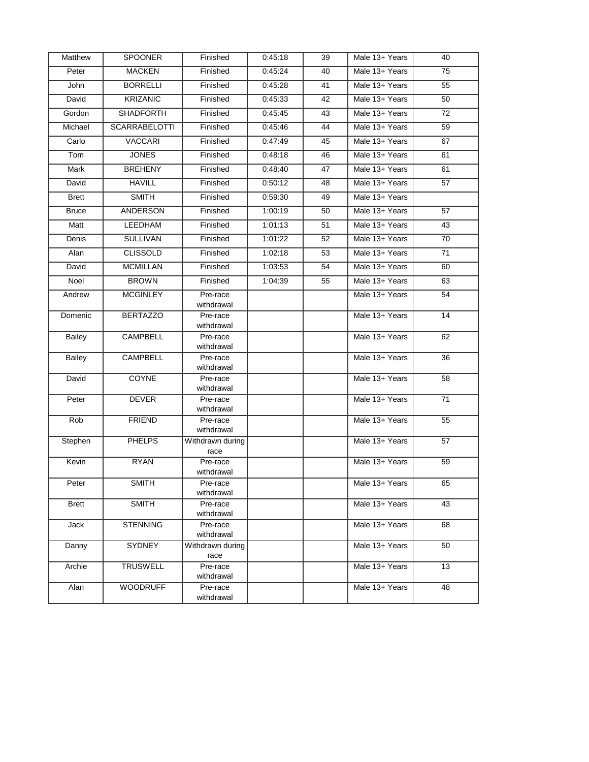| | | | | | | |
|---|---|---|---|---|---|---|
| Matthew | SPOONER | Finished | 0:45:18 | 39 | Male 13+ Years | 40 |
| Peter | MACKEN | Finished | 0:45:24 | 40 | Male 13+ Years | 75 |
| John | BORRELLI | Finished | 0:45:28 | 41 | Male 13+ Years | 55 |
| David | KRIZANIC | Finished | 0:45:33 | 42 | Male 13+ Years | 50 |
| Gordon | SHADFORTH | Finished | 0:45:45 | 43 | Male 13+ Years | 72 |
| Michael | SCARRABELOTTI | Finished | 0:45:46 | 44 | Male 13+ Years | 59 |
| Carlo | VACCARI | Finished | 0:47:49 | 45 | Male 13+ Years | 67 |
| Tom | JONES | Finished | 0:48:18 | 46 | Male 13+ Years | 61 |
| Mark | BREHENY | Finished | 0:48:40 | 47 | Male 13+ Years | 61 |
| David | HAVILL | Finished | 0:50:12 | 48 | Male 13+ Years | 57 |
| Brett | SMITH | Finished | 0:59:30 | 49 | Male 13+ Years | |
| Bruce | ANDERSON | Finished | 1:00:19 | 50 | Male 13+ Years | 57 |
| Matt | LEEDHAM | Finished | 1:01:13 | 51 | Male 13+ Years | 43 |
| Denis | SULLIVAN | Finished | 1:01:22 | 52 | Male 13+ Years | 70 |
| Alan | CLISSOLD | Finished | 1:02:18 | 53 | Male 13+ Years | 71 |
| David | MCMILLAN | Finished | 1:03:53 | 54 | Male 13+ Years | 60 |
| Noel | BROWN | Finished | 1:04:39 | 55 | Male 13+ Years | 63 |
| Andrew | MCGINLEY | Pre-race withdrawal | | | Male 13+ Years | 54 |
| Domenic | BERTAZZO | Pre-race withdrawal | | | Male 13+ Years | 14 |
| Bailey | CAMPBELL | Pre-race withdrawal | | | Male 13+ Years | 62 |
| Bailey | CAMPBELL | Pre-race withdrawal | | | Male 13+ Years | 36 |
| David | COYNE | Pre-race withdrawal | | | Male 13+ Years | 58 |
| Peter | DEVER | Pre-race withdrawal | | | Male 13+ Years | 71 |
| Rob | FRIEND | Pre-race withdrawal | | | Male 13+ Years | 55 |
| Stephen | PHELPS | Withdrawn during race | | | Male 13+ Years | 57 |
| Kevin | RYAN | Pre-race withdrawal | | | Male 13+ Years | 59 |
| Peter | SMITH | Pre-race withdrawal | | | Male 13+ Years | 65 |
| Brett | SMITH | Pre-race withdrawal | | | Male 13+ Years | 43 |
| Jack | STENNING | Pre-race withdrawal | | | Male 13+ Years | 68 |
| Danny | SYDNEY | Withdrawn during race | | | Male 13+ Years | 50 |
| Archie | TRUSWELL | Pre-race withdrawal | | | Male 13+ Years | 13 |
| Alan | WOODRUFF | Pre-race withdrawal | | | Male 13+ Years | 48 |